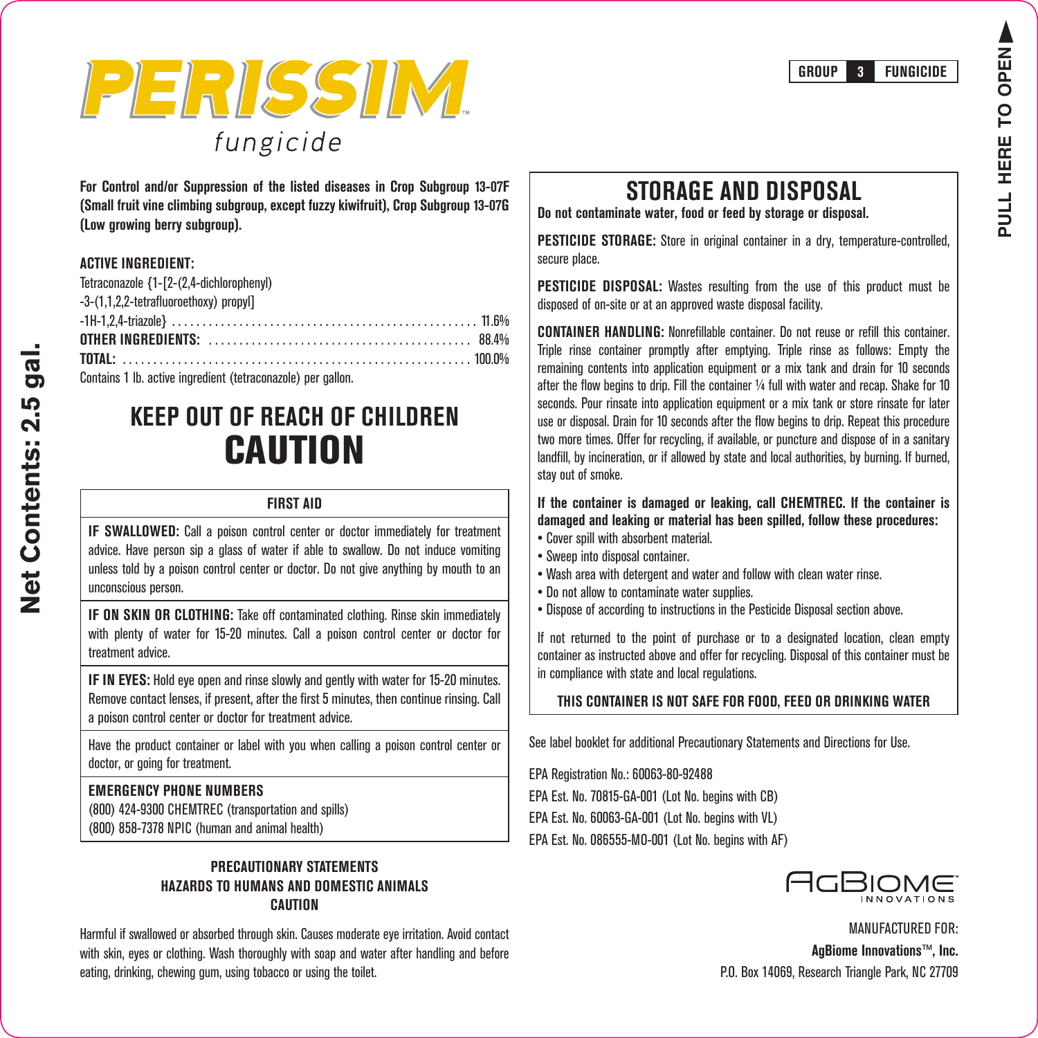# PERISSIM™

*fungicide*

**GROUP 3 FUNGICIDE**

**For Control and/or Suppression of the listed diseases in Crop Subgroup 13-07F (Small fruit vine climbing subgroup, except fuzzy kiwifruit), Crop Subgroup 13-07G (Low growing berry subgroup).**

**ACTIVE INGREDIENT:**

Tetraconazole {1-[2-(2,4-dichlorophenyl)-3-(1,1,2,2-tetrafluoroethoxy) propyl]-1H-1,2,4-triazole} ........ 11.6%

**OTHER INGREDIENTS:** ........ 88.4%

**TOTAL:** ........ 100.0%

Contains 1 lb. active ingredient (tetraconazole) per gallon.

## KEEP OUT OF REACH OF CHILDREN

## CAUTION

| FIRST AID |
|---|
| **IF SWALLOWED:** Call a poison control center or doctor immediately for treatment advice. Have person sip a glass of water if able to swallow. Do not induce vomiting unless told by a poison control center or doctor. Do not give anything by mouth to an unconscious person. |
| **IF ON SKIN OR CLOTHING:** Take off contaminated clothing. Rinse skin immediately with plenty of water for 15-20 minutes. Call a poison control center or doctor for treatment advice. |
| **IF IN EYES:** Hold eye open and rinse slowly and gently with water for 15-20 minutes. Remove contact lenses, if present, after the first 5 minutes, then continue rinsing. Call a poison control center or doctor for treatment advice. |
| Have the product container or label with you when calling a poison control center or doctor, or going for treatment. |
| **EMERGENCY PHONE NUMBERS**<br>(800) 424-9300 CHEMTREC (transportation and spills)<br>(800) 858-7378 NPIC (human and animal health) |

### PRECAUTIONARY STATEMENTS
### HAZARDS TO HUMANS AND DOMESTIC ANIMALS
### CAUTION

Harmful if swallowed or absorbed through skin. Causes moderate eye irritation. Avoid contact with skin, eyes or clothing. Wash thoroughly with soap and water after handling and before eating, drinking, chewing gum, using tobacco or using the toilet.

## STORAGE AND DISPOSAL

**Do not contaminate water, food or feed by storage or disposal.**

**PESTICIDE STORAGE:** Store in original container in a dry, temperature-controlled, secure place.

**PESTICIDE DISPOSAL:** Wastes resulting from the use of this product must be disposed of on-site or at an approved waste disposal facility.

**CONTAINER HANDLING:** Nonrefillable container. Do not reuse or refill this container. Triple rinse container promptly after emptying. Triple rinse as follows: Empty the remaining contents into application equipment or a mix tank and drain for 10 seconds after the flow begins to drip. Fill the container ¼ full with water and recap. Shake for 10 seconds. Pour rinsate into application equipment or a mix tank or store rinsate for later use or disposal. Drain for 10 seconds after the flow begins to drip. Repeat this procedure two more times. Offer for recycling, if available, or puncture and dispose of in a sanitary landfill, by incineration, or if allowed by state and local authorities, by burning. If burned, stay out of smoke.

**If the container is damaged or leaking, call CHEMTREC. If the container is damaged and leaking or material has been spilled, follow these procedures:**

- Cover spill with absorbent material.
- Sweep into disposal container.
- Wash area with detergent and water and follow with clean water rinse.
- Do not allow to contaminate water supplies.
- Dispose of according to instructions in the Pesticide Disposal section above.

If not returned to the point of purchase or to a designated location, clean empty container as instructed above and offer for recycling. Disposal of this container must be in compliance with state and local regulations.

**THIS CONTAINER IS NOT SAFE FOR FOOD, FEED OR DRINKING WATER**

See label booklet for additional Precautionary Statements and Directions for Use.

EPA Registration No.: 60063-80-92488

EPA Est. No. 70815-GA-001 (Lot No. begins with CB)

EPA Est. No. 60063-GA-001 (Lot No. begins with VL)

EPA Est. No. 086555-MO-001 (Lot No. begins with AF)

AGBIOME™ INNOVATIONS

MANUFACTURED FOR:

**AgBiome Innovations™, Inc.**

P.O. Box 14069, Research Triangle Park, NC 27709

**Net Contents: 2.5 gal.**

**PULL HERE TO OPEN**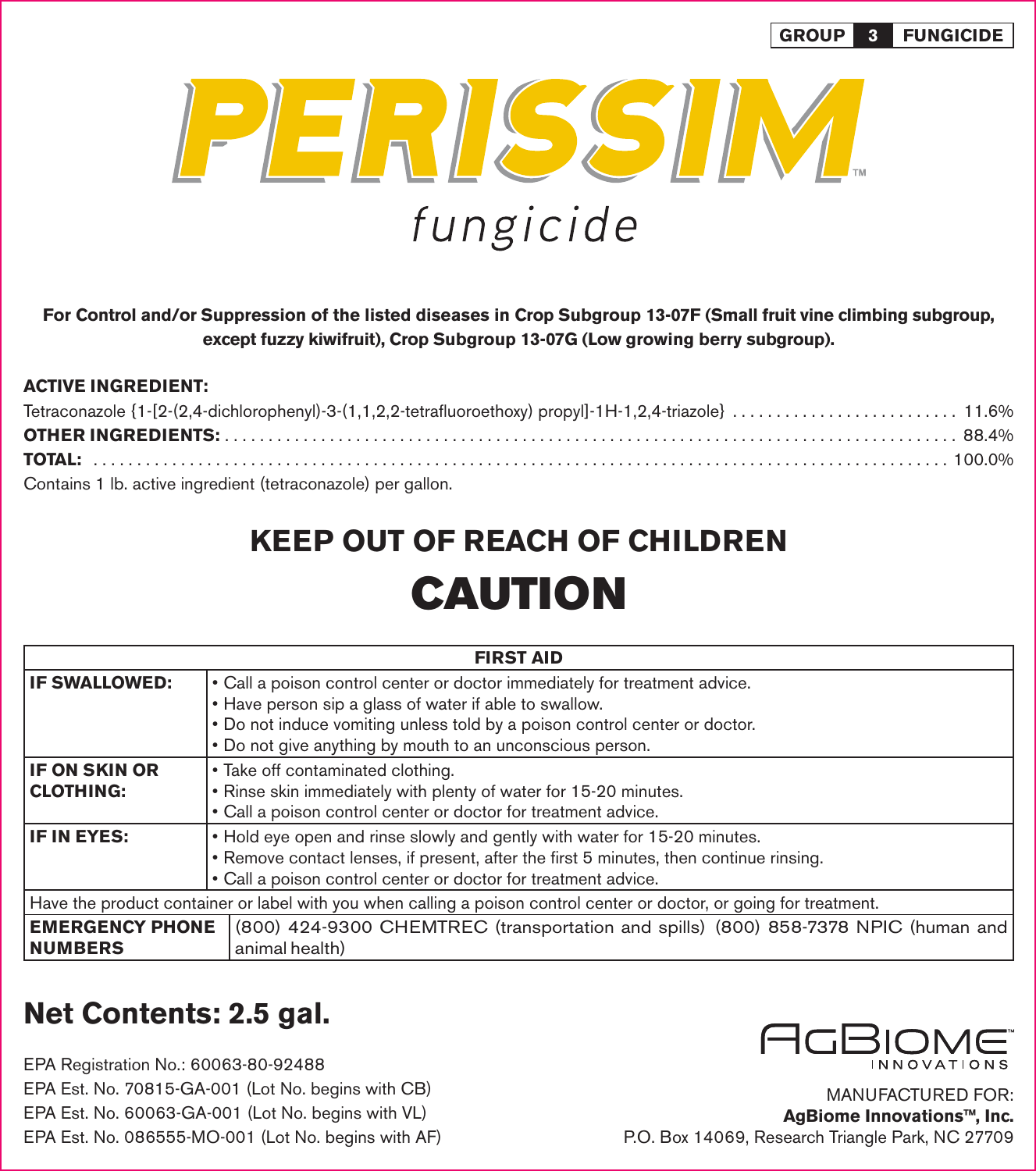**GROUP 3 FUNGICIDE**

# PERISSIM™

## fungicide

**For Control and/or Suppression of the listed diseases in Crop Subgroup 13-07F (Small fruit vine climbing subgroup, except fuzzy kiwifruit), Crop Subgroup 13-07G (Low growing berry subgroup).**

**ACTIVE INGREDIENT:**

Tetraconazole {1-[2-(2,4-dichlorophenyl)-3-(1,1,2,2-tetrafluoroethoxy) propyl]-1H-1,2,4-triazole} .......... 11.6%

**OTHER INGREDIENTS:** .......... 88.4%

**TOTAL:** .......... 100.0%

Contains 1 lb. active ingredient (tetraconazole) per gallon.

## KEEP OUT OF REACH OF CHILDREN

# CAUTION

| FIRST AID | |
|---|---|
| **IF SWALLOWED:** | • Call a poison control center or doctor immediately for treatment advice.<br>• Have person sip a glass of water if able to swallow.<br>• Do not induce vomiting unless told by a poison control center or doctor.<br>• Do not give anything by mouth to an unconscious person. |
| **IF ON SKIN OR CLOTHING:** | • Take off contaminated clothing.<br>• Rinse skin immediately with plenty of water for 15-20 minutes.<br>• Call a poison control center or doctor for treatment advice. |
| **IF IN EYES:** | • Hold eye open and rinse slowly and gently with water for 15-20 minutes.<br>• Remove contact lenses, if present, after the first 5 minutes, then continue rinsing.<br>• Call a poison control center or doctor for treatment advice. |
| Have the product container or label with you when calling a poison control center or doctor, or going for treatment. | |
| **EMERGENCY PHONE NUMBERS** | (800) 424-9300 CHEMTREC (transportation and spills) (800) 858-7378 NPIC (human and animal health) |

## Net Contents: 2.5 gal.

EPA Registration No.: 60063-80-92488
EPA Est. No. 70815-GA-001 (Lot No. begins with CB)
EPA Est. No. 60063-GA-001 (Lot No. begins with VL)
EPA Est. No. 086555-MO-001 (Lot No. begins with AF)

AgBiome INNOVATIONS

MANUFACTURED FOR:
**AgBiome Innovations™, Inc.**
P.O. Box 14069, Research Triangle Park, NC 27709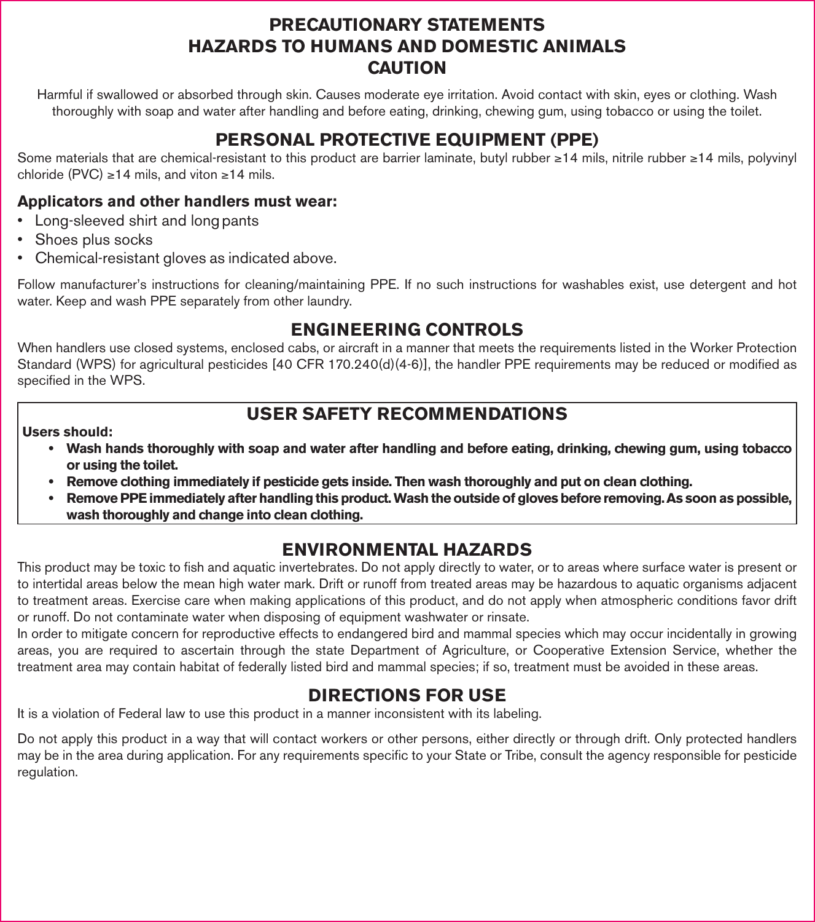# PRECAUTIONARY STATEMENTS
## HAZARDS TO HUMANS AND DOMESTIC ANIMALS
## CAUTION

Harmful if swallowed or absorbed through skin. Causes moderate eye irritation. Avoid contact with skin, eyes or clothing. Wash thoroughly with soap and water after handling and before eating, drinking, chewing gum, using tobacco or using the toilet.

## PERSONAL PROTECTIVE EQUIPMENT (PPE)

Some materials that are chemical-resistant to this product are barrier laminate, butyl rubber ≥14 mils, nitrile rubber ≥14 mils, polyvinyl chloride (PVC) ≥14 mils, and viton ≥14 mils.

**Applicators and other handlers must wear:**

- Long-sleeved shirt and long pants
- Shoes plus socks
- Chemical-resistant gloves as indicated above.

Follow manufacturer's instructions for cleaning/maintaining PPE. If no such instructions for washables exist, use detergent and hot water. Keep and wash PPE separately from other laundry.

## ENGINEERING CONTROLS

When handlers use closed systems, enclosed cabs, or aircraft in a manner that meets the requirements listed in the Worker Protection Standard (WPS) for agricultural pesticides [40 CFR 170.240(d)(4-6)], the handler PPE requirements may be reduced or modified as specified in the WPS.

## USER SAFETY RECOMMENDATIONS

**Users should:**

- **Wash hands thoroughly with soap and water after handling and before eating, drinking, chewing gum, using tobacco or using the toilet.**
- **Remove clothing immediately if pesticide gets inside. Then wash thoroughly and put on clean clothing.**
- **Remove PPE immediately after handling this product. Wash the outside of gloves before removing. As soon as possible, wash thoroughly and change into clean clothing.**

## ENVIRONMENTAL HAZARDS

This product may be toxic to fish and aquatic invertebrates. Do not apply directly to water, or to areas where surface water is present or to intertidal areas below the mean high water mark. Drift or runoff from treated areas may be hazardous to aquatic organisms adjacent to treatment areas. Exercise care when making applications of this product, and do not apply when atmospheric conditions favor drift or runoff. Do not contaminate water when disposing of equipment washwater or rinsate.

In order to mitigate concern for reproductive effects to endangered bird and mammal species which may occur incidentally in growing areas, you are required to ascertain through the state Department of Agriculture, or Cooperative Extension Service, whether the treatment area may contain habitat of federally listed bird and mammal species; if so, treatment must be avoided in these areas.

## DIRECTIONS FOR USE

It is a violation of Federal law to use this product in a manner inconsistent with its labeling.

Do not apply this product in a way that will contact workers or other persons, either directly or through drift. Only protected handlers may be in the area during application. For any requirements specific to your State or Tribe, consult the agency responsible for pesticide regulation.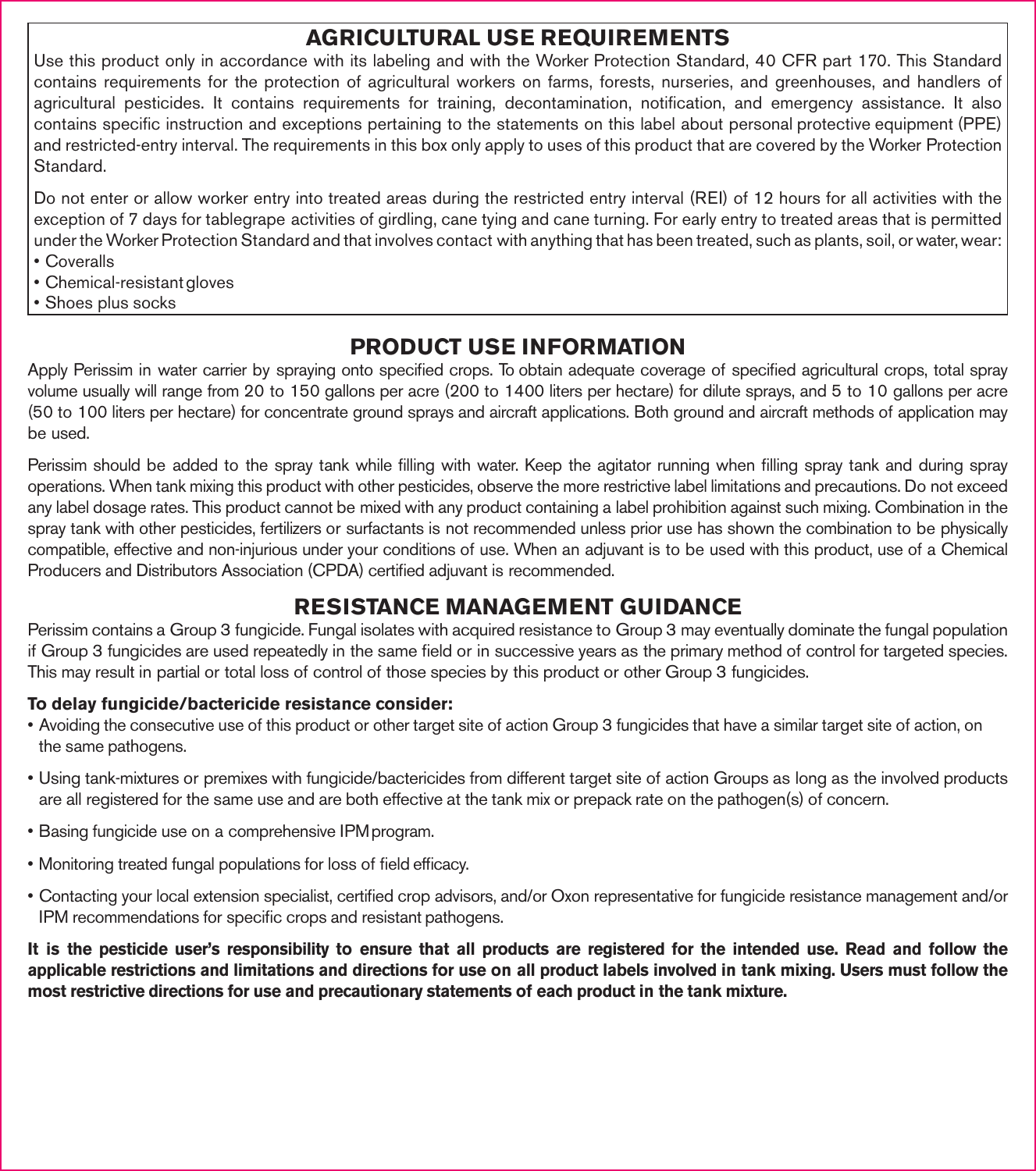## AGRICULTURAL USE REQUIREMENTS

Use this product only in accordance with its labeling and with the Worker Protection Standard, 40 CFR part 170. This Standard contains requirements for the protection of agricultural workers on farms, forests, nurseries, and greenhouses, and handlers of agricultural pesticides. It contains requirements for training, decontamination, notification, and emergency assistance. It also contains specific instruction and exceptions pertaining to the statements on this label about personal protective equipment (PPE) and restricted-entry interval. The requirements in this box only apply to uses of this product that are covered by the Worker Protection Standard.

Do not enter or allow worker entry into treated areas during the restricted entry interval (REI) of 12 hours for all activities with the exception of 7 days for tablegrape activities of girdling, cane tying and cane turning. For early entry to treated areas that is permitted under the Worker Protection Standard and that involves contact with anything that has been treated, such as plants, soil, or water, wear:

- Coveralls
- Chemical-resistant gloves
- Shoes plus socks

## PRODUCT USE INFORMATION

Apply Perissim in water carrier by spraying onto specified crops. To obtain adequate coverage of specified agricultural crops, total spray volume usually will range from 20 to 150 gallons per acre (200 to 1400 liters per hectare) for dilute sprays, and 5 to 10 gallons per acre (50 to 100 liters per hectare) for concentrate ground sprays and aircraft applications. Both ground and aircraft methods of application may be used.

Perissim should be added to the spray tank while filling with water. Keep the agitator running when filling spray tank and during spray operations. When tank mixing this product with other pesticides, observe the more restrictive label limitations and precautions. Do not exceed any label dosage rates. This product cannot be mixed with any product containing a label prohibition against such mixing. Combination in the spray tank with other pesticides, fertilizers or surfactants is not recommended unless prior use has shown the combination to be physically compatible, effective and non-injurious under your conditions of use. When an adjuvant is to be used with this product, use of a Chemical Producers and Distributors Association (CPDA) certified adjuvant is recommended.

## RESISTANCE MANAGEMENT GUIDANCE

Perissim contains a Group 3 fungicide. Fungal isolates with acquired resistance to Group 3 may eventually dominate the fungal population if Group 3 fungicides are used repeatedly in the same field or in successive years as the primary method of control for targeted species. This may result in partial or total loss of control of those species by this product or other Group 3 fungicides.

**To delay fungicide/bactericide resistance consider:**

- Avoiding the consecutive use of this product or other target site of action Group 3 fungicides that have a similar target site of action, on the same pathogens.
- Using tank-mixtures or premixes with fungicide/bactericides from different target site of action Groups as long as the involved products are all registered for the same use and are both effective at the tank mix or prepack rate on the pathogen(s) of concern.
- Basing fungicide use on a comprehensive IPM program.
- Monitoring treated fungal populations for loss of field efficacy.
- Contacting your local extension specialist, certified crop advisors, and/or Oxon representative for fungicide resistance management and/or IPM recommendations for specific crops and resistant pathogens.

**It is the pesticide user's responsibility to ensure that all products are registered for the intended use. Read and follow the applicable restrictions and limitations and directions for use on all product labels involved in tank mixing. Users must follow the most restrictive directions for use and precautionary statements of each product in the tank mixture.**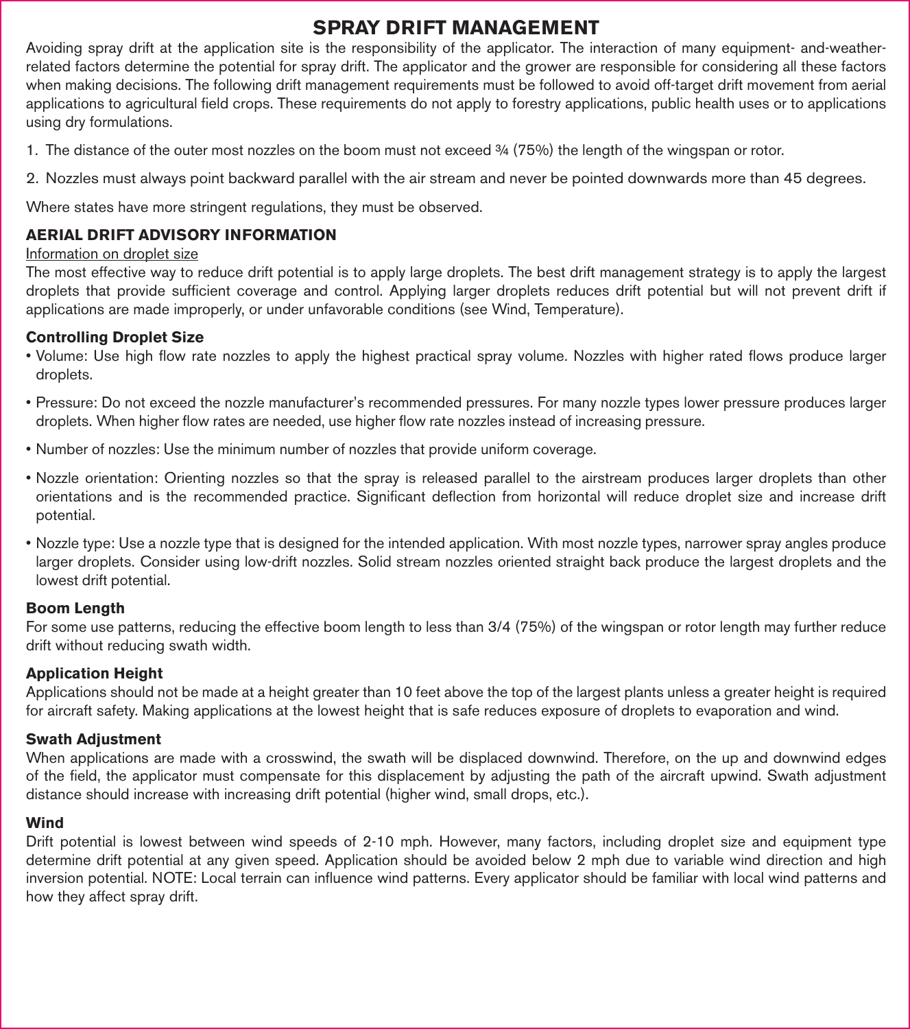## SPRAY DRIFT MANAGEMENT

Avoiding spray drift at the application site is the responsibility of the applicator. The interaction of many equipment- and-weather-related factors determine the potential for spray drift. The applicator and the grower are responsible for considering all these factors when making decisions. The following drift management requirements must be followed to avoid off-target drift movement from aerial applications to agricultural field crops. These requirements do not apply to forestry applications, public health uses or to applications using dry formulations.

1. The distance of the outer most nozzles on the boom must not exceed ¾ (75%) the length of the wingspan or rotor.
2. Nozzles must always point backward parallel with the air stream and never be pointed downwards more than 45 degrees.

Where states have more stringent regulations, they must be observed.

### AERIAL DRIFT ADVISORY INFORMATION

Information on droplet size

The most effective way to reduce drift potential is to apply large droplets. The best drift management strategy is to apply the largest droplets that provide sufficient coverage and control. Applying larger droplets reduces drift potential but will not prevent drift if applications are made improperly, or under unfavorable conditions (see Wind, Temperature).

#### Controlling Droplet Size

- Volume: Use high flow rate nozzles to apply the highest practical spray volume. Nozzles with higher rated flows produce larger droplets.
- Pressure: Do not exceed the nozzle manufacturer's recommended pressures. For many nozzle types lower pressure produces larger droplets. When higher flow rates are needed, use higher flow rate nozzles instead of increasing pressure.
- Number of nozzles: Use the minimum number of nozzles that provide uniform coverage.
- Nozzle orientation: Orienting nozzles so that the spray is released parallel to the airstream produces larger droplets than other orientations and is the recommended practice. Significant deflection from horizontal will reduce droplet size and increase drift potential.
- Nozzle type: Use a nozzle type that is designed for the intended application. With most nozzle types, narrower spray angles produce larger droplets. Consider using low-drift nozzles. Solid stream nozzles oriented straight back produce the largest droplets and the lowest drift potential.

#### Boom Length

For some use patterns, reducing the effective boom length to less than 3/4 (75%) of the wingspan or rotor length may further reduce drift without reducing swath width.

#### Application Height

Applications should not be made at a height greater than 10 feet above the top of the largest plants unless a greater height is required for aircraft safety. Making applications at the lowest height that is safe reduces exposure of droplets to evaporation and wind.

#### Swath Adjustment

When applications are made with a crosswind, the swath will be displaced downwind. Therefore, on the up and downwind edges of the field, the applicator must compensate for this displacement by adjusting the path of the aircraft upwind. Swath adjustment distance should increase with increasing drift potential (higher wind, small drops, etc.).

#### Wind

Drift potential is lowest between wind speeds of 2-10 mph. However, many factors, including droplet size and equipment type determine drift potential at any given speed. Application should be avoided below 2 mph due to variable wind direction and high inversion potential. NOTE: Local terrain can influence wind patterns. Every applicator should be familiar with local wind patterns and how they affect spray drift.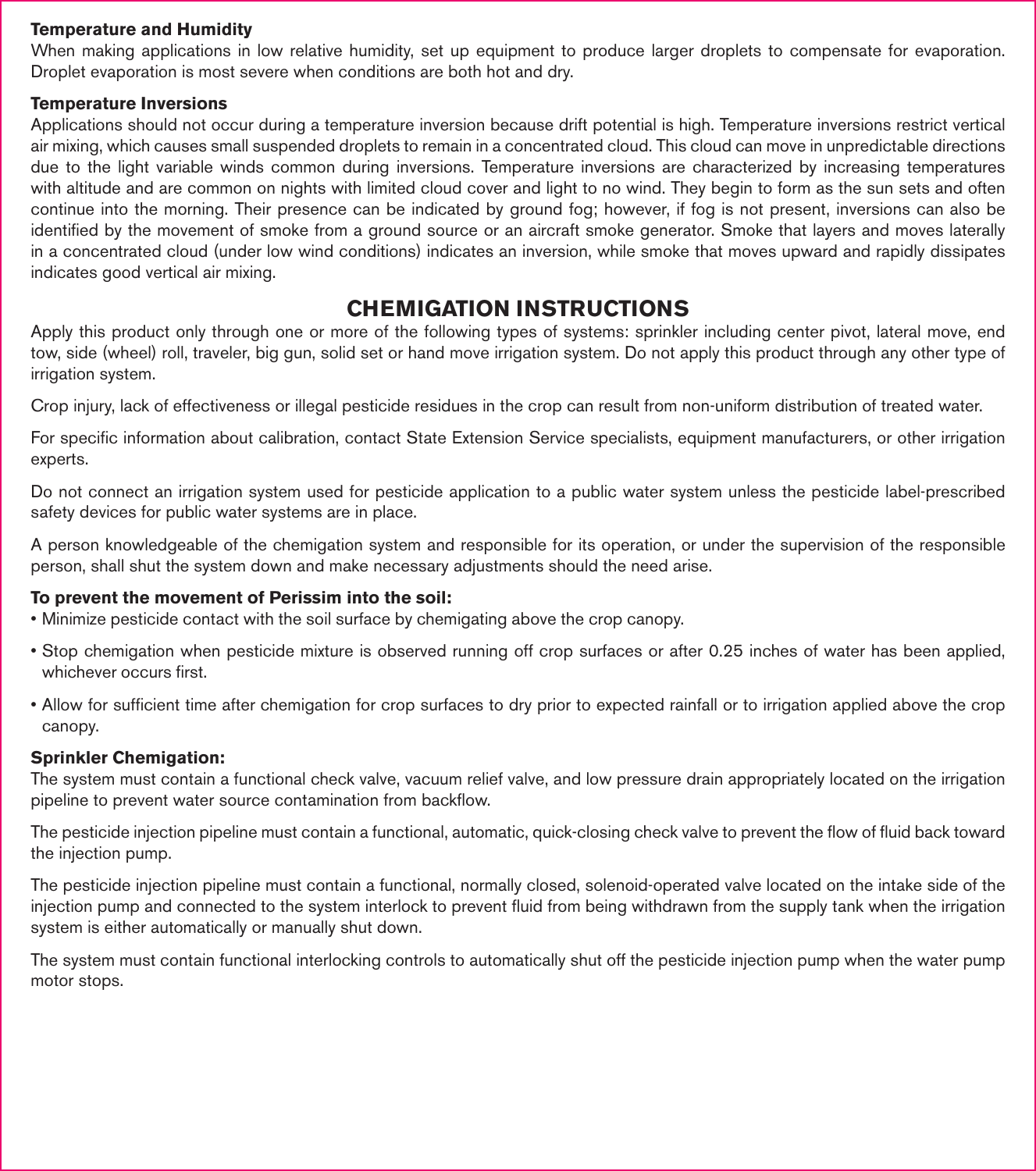**Temperature and Humidity**

When making applications in low relative humidity, set up equipment to produce larger droplets to compensate for evaporation. Droplet evaporation is most severe when conditions are both hot and dry.

**Temperature Inversions**

Applications should not occur during a temperature inversion because drift potential is high. Temperature inversions restrict vertical air mixing, which causes small suspended droplets to remain in a concentrated cloud. This cloud can move in unpredictable directions due to the light variable winds common during inversions. Temperature inversions are characterized by increasing temperatures with altitude and are common on nights with limited cloud cover and light to no wind. They begin to form as the sun sets and often continue into the morning. Their presence can be indicated by ground fog; however, if fog is not present, inversions can also be identified by the movement of smoke from a ground source or an aircraft smoke generator. Smoke that layers and moves laterally in a concentrated cloud (under low wind conditions) indicates an inversion, while smoke that moves upward and rapidly dissipates indicates good vertical air mixing.

## CHEMIGATION INSTRUCTIONS

Apply this product only through one or more of the following types of systems: sprinkler including center pivot, lateral move, end tow, side (wheel) roll, traveler, big gun, solid set or hand move irrigation system. Do not apply this product through any other type of irrigation system.

Crop injury, lack of effectiveness or illegal pesticide residues in the crop can result from non-uniform distribution of treated water.

For specific information about calibration, contact State Extension Service specialists, equipment manufacturers, or other irrigation experts.

Do not connect an irrigation system used for pesticide application to a public water system unless the pesticide label-prescribed safety devices for public water systems are in place.

A person knowledgeable of the chemigation system and responsible for its operation, or under the supervision of the responsible person, shall shut the system down and make necessary adjustments should the need arise.

**To prevent the movement of Perissim into the soil:**

- Minimize pesticide contact with the soil surface by chemigating above the crop canopy.
- Stop chemigation when pesticide mixture is observed running off crop surfaces or after 0.25 inches of water has been applied, whichever occurs first.
- Allow for sufficient time after chemigation for crop surfaces to dry prior to expected rainfall or to irrigation applied above the crop canopy.

**Sprinkler Chemigation:**

The system must contain a functional check valve, vacuum relief valve, and low pressure drain appropriately located on the irrigation pipeline to prevent water source contamination from backflow.

The pesticide injection pipeline must contain a functional, automatic, quick-closing check valve to prevent the flow of fluid back toward the injection pump.

The pesticide injection pipeline must contain a functional, normally closed, solenoid-operated valve located on the intake side of the injection pump and connected to the system interlock to prevent fluid from being withdrawn from the supply tank when the irrigation system is either automatically or manually shut down.

The system must contain functional interlocking controls to automatically shut off the pesticide injection pump when the water pump motor stops.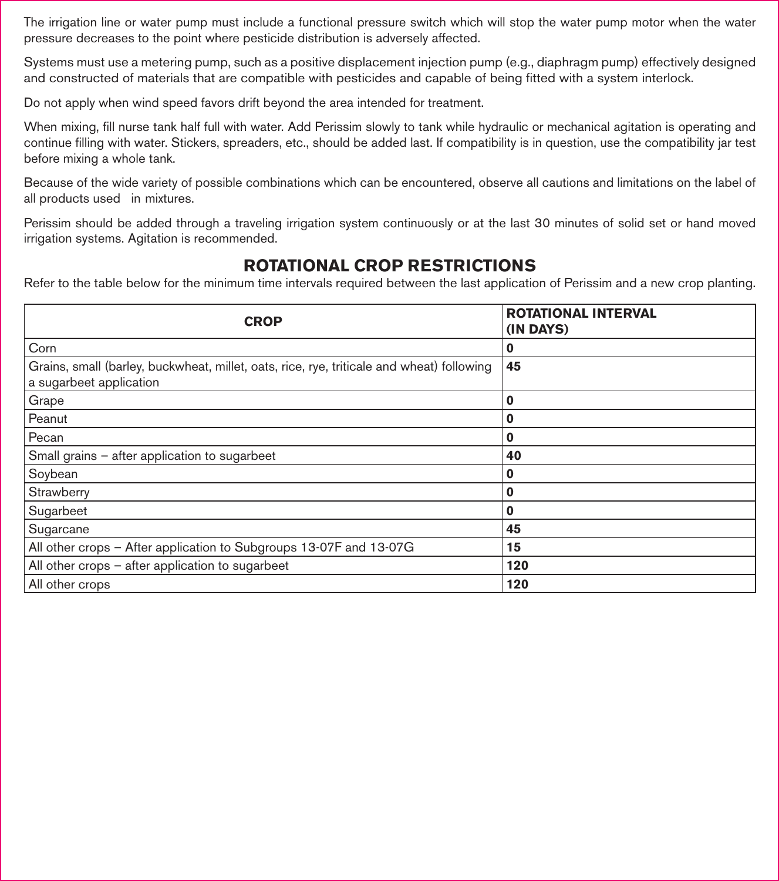The irrigation line or water pump must include a functional pressure switch which will stop the water pump motor when the water pressure decreases to the point where pesticide distribution is adversely affected.

Systems must use a metering pump, such as a positive displacement injection pump (e.g., diaphragm pump) effectively designed and constructed of materials that are compatible with pesticides and capable of being fitted with a system interlock.

Do not apply when wind speed favors drift beyond the area intended for treatment.

When mixing, fill nurse tank half full with water. Add Perissim slowly to tank while hydraulic or mechanical agitation is operating and continue filling with water. Stickers, spreaders, etc., should be added last. If compatibility is in question, use the compatibility jar test before mixing a whole tank.

Because of the wide variety of possible combinations which can be encountered, observe all cautions and limitations on the label of all products used in mixtures.

Perissim should be added through a traveling irrigation system continuously or at the last 30 minutes of solid set or hand moved irrigation systems. Agitation is recommended.

## ROTATIONAL CROP RESTRICTIONS

Refer to the table below for the minimum time intervals required between the last application of Perissim and a new crop planting.

| CROP | ROTATIONAL INTERVAL (IN DAYS) |
|---|---|
| Corn | **0** |
| Grains, small (barley, buckwheat, millet, oats, rice, rye, triticale and wheat) following a sugarbeet application | **45** |
| Grape | **0** |
| Peanut | **0** |
| Pecan | **0** |
| Small grains – after application to sugarbeet | **40** |
| Soybean | **0** |
| Strawberry | **0** |
| Sugarbeet | **0** |
| Sugarcane | **45** |
| All other crops – After application to Subgroups 13-07F and 13-07G | **15** |
| All other crops – after application to sugarbeet | **120** |
| All other crops | **120** |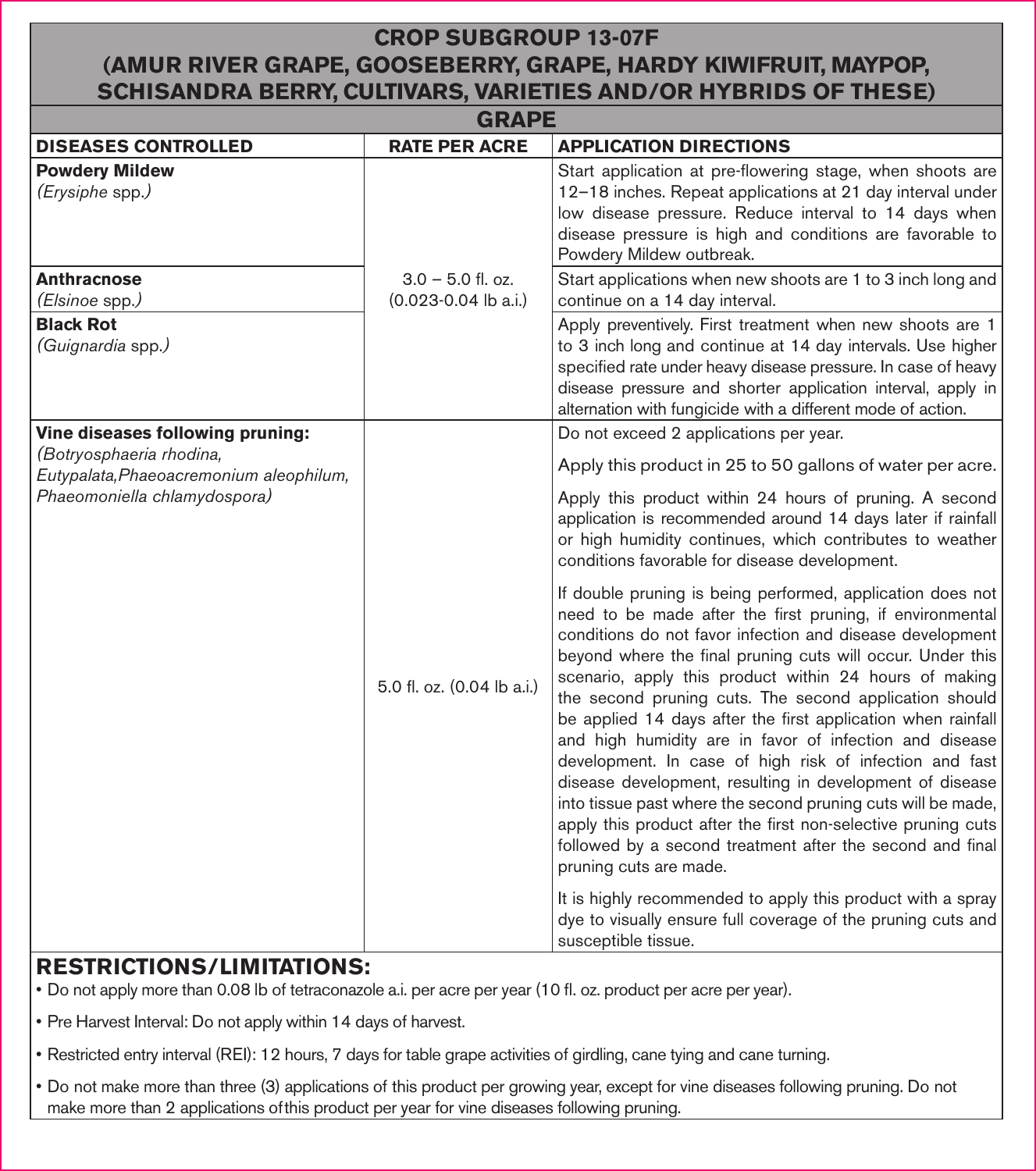## CROP SUBGROUP 13-07F
## (AMUR RIVER GRAPE, GOOSEBERRY, GRAPE, HARDY KIWIFRUIT, MAYPOP, SCHISANDRA BERRY, CULTIVARS, VARIETIES AND/OR HYBRIDS OF THESE)

### GRAPE

| DISEASES CONTROLLED | RATE PER ACRE | APPLICATION DIRECTIONS |
|---|---|---|
| **Powdery Mildew** *(Erysiphe spp.)* | 3.0 – 5.0 fl. oz. (0.023-0.04 lb a.i.) | Start application at pre-flowering stage, when shoots are 12–18 inches. Repeat applications at 21 day interval under low disease pressure. Reduce interval to 14 days when disease pressure is high and conditions are favorable to Powdery Mildew outbreak. |
| **Anthracnose** *(Elsinoe spp.)* | | Start applications when new shoots are 1 to 3 inch long and continue on a 14 day interval. |
| **Black Rot** *(Guignardia spp.)* | | Apply preventively. First treatment when new shoots are 1 to 3 inch long and continue at 14 day intervals. Use higher specified rate under heavy disease pressure. In case of heavy disease pressure and shorter application interval, apply in alternation with fungicide with a different mode of action. |
| **Vine diseases following pruning:** *(Botryosphaeria rhodina, Eutypalata, Phaeoacremonium aleophilum, Phaeomoniella chlamydospora)* | 5.0 fl. oz. (0.04 lb a.i.) | Do not exceed 2 applications per year.<br><br>Apply this product in 25 to 50 gallons of water per acre.<br><br>Apply this product within 24 hours of pruning. A second application is recommended around 14 days later if rainfall or high humidity continues, which contributes to weather conditions favorable for disease development.<br><br>If double pruning is being performed, application does not need to be made after the first pruning, if environmental conditions do not favor infection and disease development beyond where the final pruning cuts will occur. Under this scenario, apply this product within 24 hours of making the second pruning cuts. The second application should be applied 14 days after the first application when rainfall and high humidity are in favor of infection and disease development. In case of high risk of infection and fast disease development, resulting in development of disease into tissue past where the second pruning cuts will be made, apply this product after the first non-selective pruning cuts followed by a second treatment after the second and final pruning cuts are made.<br><br>It is highly recommended to apply this product with a spray dye to visually ensure full coverage of the pruning cuts and susceptible tissue. |

## RESTRICTIONS/LIMITATIONS:

- Do not apply more than 0.08 lb of tetraconazole a.i. per acre per year (10 fl. oz. product per acre per year).
- Pre Harvest Interval: Do not apply within 14 days of harvest.
- Restricted entry interval (REI): 12 hours, 7 days for table grape activities of girdling, cane tying and cane turning.
- Do not make more than three (3) applications of this product per growing year, except for vine diseases following pruning. Do not make more than 2 applications of this product per year for vine diseases following pruning.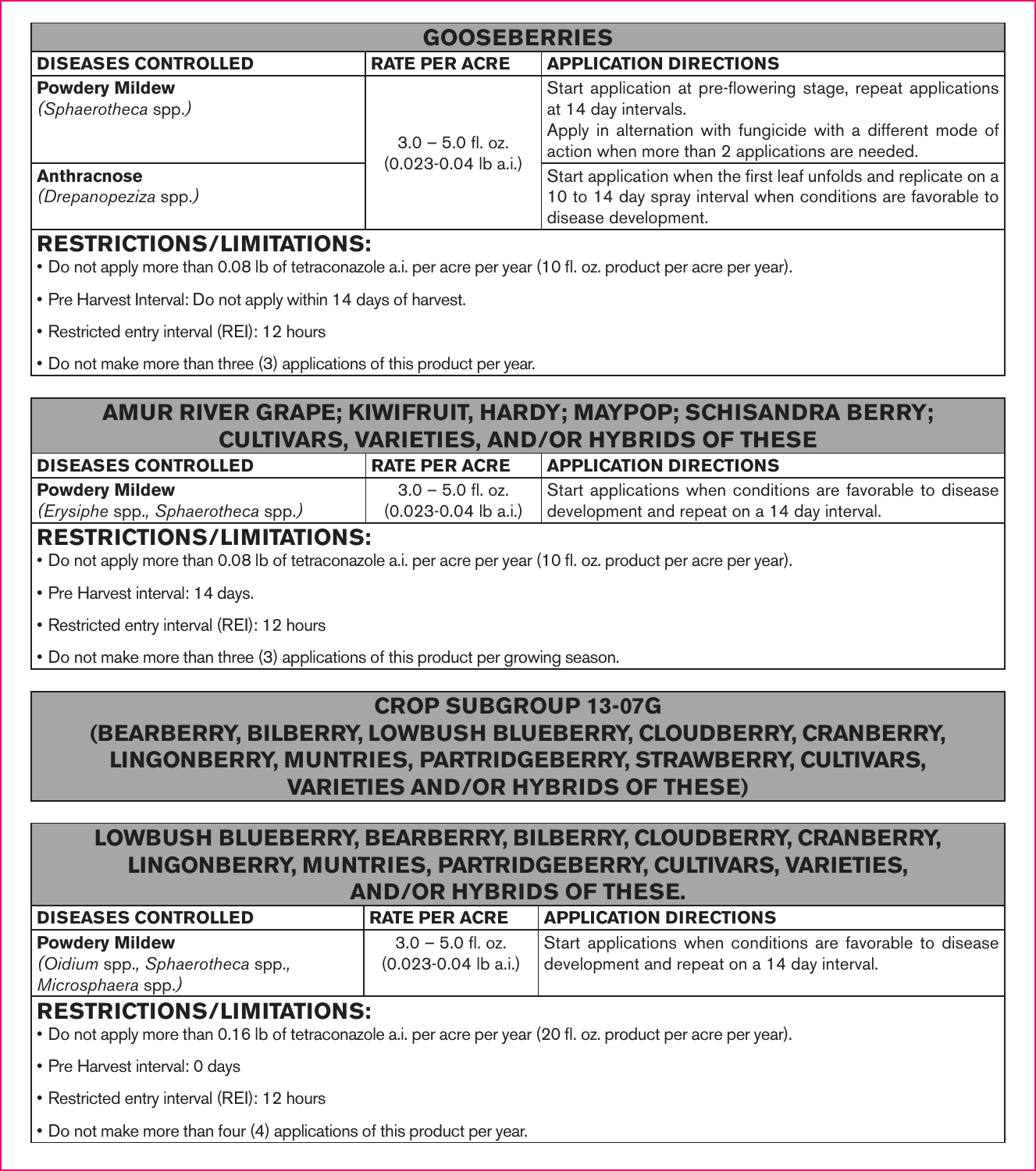## GOOSEBERRIES

| DISEASES CONTROLLED | RATE PER ACRE | APPLICATION DIRECTIONS |
|---|---|---|
| **Powdery Mildew** *(Sphaerotheca spp.)* | 3.0 – 5.0 fl. oz. (0.023-0.04 lb a.i.) | Start application at pre-flowering stage, repeat applications at 14 day intervals. Apply in alternation with fungicide with a different mode of action when more than 2 applications are needed. |
| **Anthracnose** *(Drepanopeziza spp.)* | | Start application when the first leaf unfolds and replicate on a 10 to 14 day spray interval when conditions are favorable to disease development. |

### RESTRICTIONS/LIMITATIONS:

- Do not apply more than 0.08 lb of tetraconazole a.i. per acre per year (10 fl. oz. product per acre per year).
- Pre Harvest Interval: Do not apply within 14 days of harvest.
- Restricted entry interval (REI): 12 hours
- Do not make more than three (3) applications of this product per year.

## AMUR RIVER GRAPE; KIWIFRUIT, HARDY; MAYPOP; SCHISANDRA BERRY; CULTIVARS, VARIETIES, AND/OR HYBRIDS OF THESE

| DISEASES CONTROLLED | RATE PER ACRE | APPLICATION DIRECTIONS |
|---|---|---|
| **Powdery Mildew** *(Erysiphe spp., Sphaerotheca spp.)* | 3.0 – 5.0 fl. oz. (0.023-0.04 lb a.i.) | Start applications when conditions are favorable to disease development and repeat on a 14 day interval. |

### RESTRICTIONS/LIMITATIONS:

- Do not apply more than 0.08 lb of tetraconazole a.i. per acre per year (10 fl. oz. product per acre per year).
- Pre Harvest interval: 14 days.
- Restricted entry interval (REI): 12 hours
- Do not make more than three (3) applications of this product per growing season.

## CROP SUBGROUP 13-07G (BEARBERRY, BILBERRY, LOWBUSH BLUEBERRY, CLOUDBERRY, CRANBERRY, LINGONBERRY, MUNTRIES, PARTRIDGEBERRY, STRAWBERRY, CULTIVARS, VARIETIES AND/OR HYBRIDS OF THESE)

## LOWBUSH BLUEBERRY, BEARBERRY, BILBERRY, CLOUDBERRY, CRANBERRY, LINGONBERRY, MUNTRIES, PARTRIDGEBERRY, CULTIVARS, VARIETIES, AND/OR HYBRIDS OF THESE.

| DISEASES CONTROLLED | RATE PER ACRE | APPLICATION DIRECTIONS |
|---|---|---|
| **Powdery Mildew** *(Oidium spp., Sphaerotheca spp., Microsphaera spp.)* | 3.0 – 5.0 fl. oz. (0.023-0.04 lb a.i.) | Start applications when conditions are favorable to disease development and repeat on a 14 day interval. |

### RESTRICTIONS/LIMITATIONS:

- Do not apply more than 0.16 lb of tetraconazole a.i. per acre per year (20 fl. oz. product per acre per year).
- Pre Harvest interval: 0 days
- Restricted entry interval (REI): 12 hours
- Do not make more than four (4) applications of this product per year.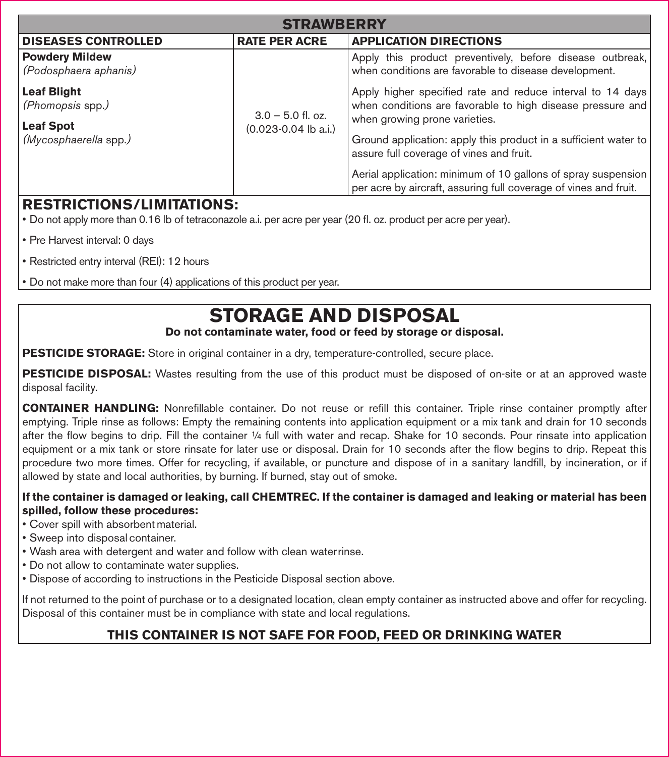| STRAWBERRY | | |
|---|---|---|
| **DISEASES CONTROLLED** | **RATE PER ACRE** | **APPLICATION DIRECTIONS** |
| **Powdery Mildew** *(Podosphaera aphanis)* <br><br> **Leaf Blight** *(Phomopsis spp.)* <br><br> **Leaf Spot** *(Mycosphaerella spp.)* | 3.0 – 5.0 fl. oz. (0.023-0.04 lb a.i.) | Apply this product preventively, before disease outbreak, when conditions are favorable to disease development. <br><br> Apply higher specified rate and reduce interval to 14 days when conditions are favorable to high disease pressure and when growing prone varieties. <br><br> Ground application: apply this product in a sufficient water to assure full coverage of vines and fruit. <br><br> Aerial application: minimum of 10 gallons of spray suspension per acre by aircraft, assuring full coverage of vines and fruit. |

**RESTRICTIONS/LIMITATIONS:**

- Do not apply more than 0.16 lb of tetraconazole a.i. per acre per year (20 fl. oz. product per acre per year).
- Pre Harvest interval: 0 days
- Restricted entry interval (REI): 12 hours
- Do not make more than four (4) applications of this product per year.

# STORAGE AND DISPOSAL

**Do not contaminate water, food or feed by storage or disposal.**

**PESTICIDE STORAGE:** Store in original container in a dry, temperature-controlled, secure place.

**PESTICIDE DISPOSAL:** Wastes resulting from the use of this product must be disposed of on-site or at an approved waste disposal facility.

**CONTAINER HANDLING:** Nonrefillable container. Do not reuse or refill this container. Triple rinse container promptly after emptying. Triple rinse as follows: Empty the remaining contents into application equipment or a mix tank and drain for 10 seconds after the flow begins to drip. Fill the container ¼ full with water and recap. Shake for 10 seconds. Pour rinsate into application equipment or a mix tank or store rinsate for later use or disposal. Drain for 10 seconds after the flow begins to drip. Repeat this procedure two more times. Offer for recycling, if available, or puncture and dispose of in a sanitary landfill, by incineration, or if allowed by state and local authorities, by burning. If burned, stay out of smoke.

**If the container is damaged or leaking, call CHEMTREC. If the container is damaged and leaking or material has been spilled, follow these procedures:**

- Cover spill with absorbent material.
- Sweep into disposal container.
- Wash area with detergent and water and follow with clean water rinse.
- Do not allow to contaminate water supplies.
- Dispose of according to instructions in the Pesticide Disposal section above.

If not returned to the point of purchase or to a designated location, clean empty container as instructed above and offer for recycling. Disposal of this container must be in compliance with state and local regulations.

**THIS CONTAINER IS NOT SAFE FOR FOOD, FEED OR DRINKING WATER**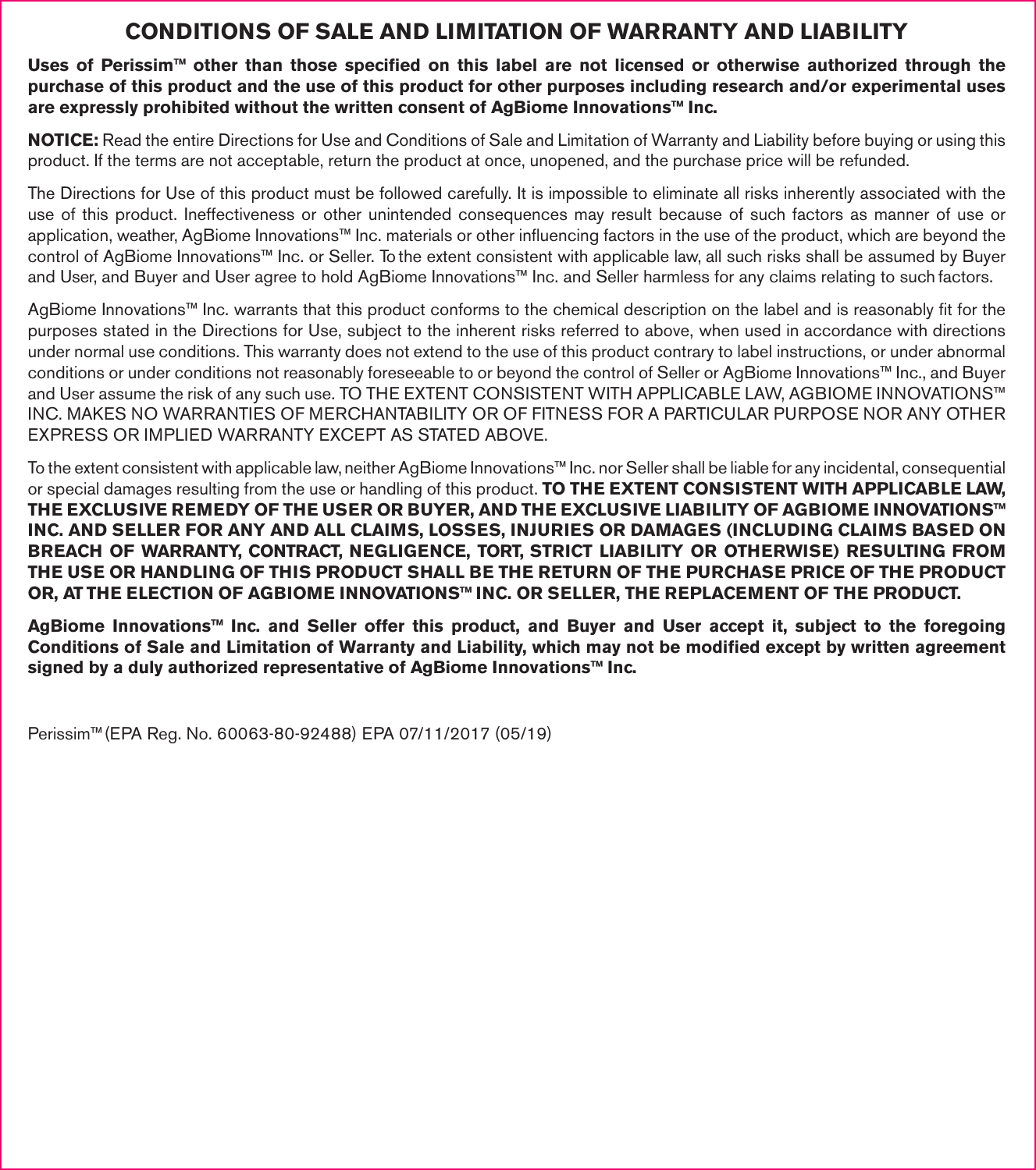# CONDITIONS OF SALE AND LIMITATION OF WARRANTY AND LIABILITY

**Uses of Perissim™ other than those specified on this label are not licensed or otherwise authorized through the purchase of this product and the use of this product for other purposes including research and/or experimental uses are expressly prohibited without the written consent of AgBiome Innovations™ Inc.**

**NOTICE:** Read the entire Directions for Use and Conditions of Sale and Limitation of Warranty and Liability before buying or using this product. If the terms are not acceptable, return the product at once, unopened, and the purchase price will be refunded.

The Directions for Use of this product must be followed carefully. It is impossible to eliminate all risks inherently associated with the use of this product. Ineffectiveness or other unintended consequences may result because of such factors as manner of use or application, weather, AgBiome Innovations™ Inc. materials or other influencing factors in the use of the product, which are beyond the control of AgBiome Innovations™ Inc. or Seller. To the extent consistent with applicable law, all such risks shall be assumed by Buyer and User, and Buyer and User agree to hold AgBiome Innovations™ Inc. and Seller harmless for any claims relating to such factors.

AgBiome Innovations™ Inc. warrants that this product conforms to the chemical description on the label and is reasonably fit for the purposes stated in the Directions for Use, subject to the inherent risks referred to above, when used in accordance with directions under normal use conditions. This warranty does not extend to the use of this product contrary to label instructions, or under abnormal conditions or under conditions not reasonably foreseeable to or beyond the control of Seller or AgBiome Innovations™ Inc., and Buyer and User assume the risk of any such use. TO THE EXTENT CONSISTENT WITH APPLICABLE LAW, AGBIOME INNOVATIONS™ INC. MAKES NO WARRANTIES OF MERCHANTABILITY OR OF FITNESS FOR A PARTICULAR PURPOSE NOR ANY OTHER EXPRESS OR IMPLIED WARRANTY EXCEPT AS STATED ABOVE.

To the extent consistent with applicable law, neither AgBiome Innovations™ Inc. nor Seller shall be liable for any incidental, consequential or special damages resulting from the use or handling of this product. **TO THE EXTENT CONSISTENT WITH APPLICABLE LAW, THE EXCLUSIVE REMEDY OF THE USER OR BUYER, AND THE EXCLUSIVE LIABILITY OF AGBIOME INNOVATIONS™ INC. AND SELLER FOR ANY AND ALL CLAIMS, LOSSES, INJURIES OR DAMAGES (INCLUDING CLAIMS BASED ON BREACH OF WARRANTY, CONTRACT, NEGLIGENCE, TORT, STRICT LIABILITY OR OTHERWISE) RESULTING FROM THE USE OR HANDLING OF THIS PRODUCT SHALL BE THE RETURN OF THE PURCHASE PRICE OF THE PRODUCT OR, AT THE ELECTION OF AGBIOME INNOVATIONS™ INC. OR SELLER, THE REPLACEMENT OF THE PRODUCT.**

**AgBiome Innovations™ Inc. and Seller offer this product, and Buyer and User accept it, subject to the foregoing Conditions of Sale and Limitation of Warranty and Liability, which may not be modified except by written agreement signed by a duly authorized representative of AgBiome Innovations™ Inc.**

Perissim™ (EPA Reg. No. 60063-80-92488) EPA 07/11/2017 (05/19)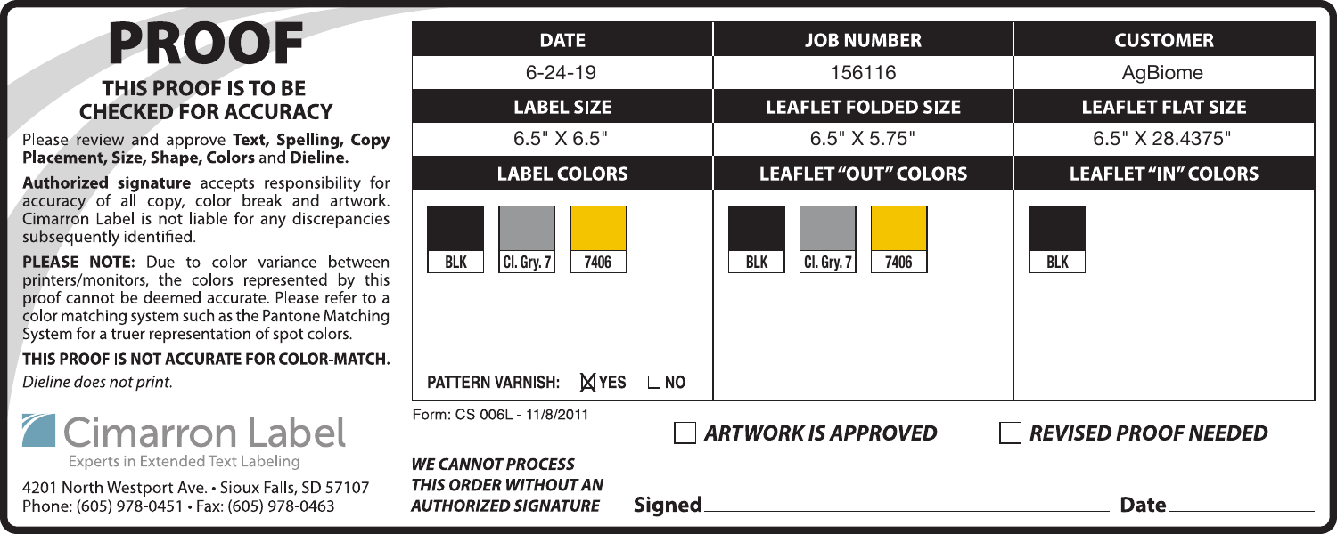# PROOF

## THIS PROOF IS TO BE CHECKED FOR ACCURACY

Please review and approve **Text, Spelling, Copy Placement, Size, Shape, Colors** and **Dieline.**

**Authorized signature** accepts responsibility for accuracy of all copy, color break and artwork. Cimarron Label is not liable for any discrepancies subsequently identified.

**PLEASE NOTE:** Due to color variance between printers/monitors, the colors represented by this proof cannot be deemed accurate. Please refer to a color matching system such as the Pantone Matching System for a truer representation of spot colors.

**THIS PROOF IS NOT ACCURATE FOR COLOR-MATCH.**

*Dieline does not print.*

Cimarron Label
Experts in Extended Text Labeling

4201 North Westport Ave. • Sioux Falls, SD 57107
Phone: (605) 978-0451 • Fax: (605) 978-0463

| DATE | JOB NUMBER | CUSTOMER |
|---|---|---|
| 6-24-19 | 156116 | AgBiome |
| **LABEL SIZE** | **LEAFLET FOLDED SIZE** | **LEAFLET FLAT SIZE** |
| 6.5" X 6.5" | 6.5" X 5.75" | 6.5" X 28.4375" |
| **LABEL COLORS** | **LEAFLET "OUT" COLORS** | **LEAFLET "IN" COLORS** |
| BLK, Cl. Gry. 7, 7406 | BLK, Cl. Gry. 7, 7406 | BLK |
| PATTERN VARNISH: ☒ YES ☐ NO | | |

Form: CS 006L - 11/8/2011

☐ ***ARTWORK IS APPROVED*** ☐ ***REVISED PROOF NEEDED***

***WE CANNOT PROCESS THIS ORDER WITHOUT AN AUTHORIZED SIGNATURE***

**Signed**\_\_\_\_\_\_\_\_\_\_\_\_\_\_\_\_\_\_\_\_ **Date**\_\_\_\_\_\_\_\_\_\_